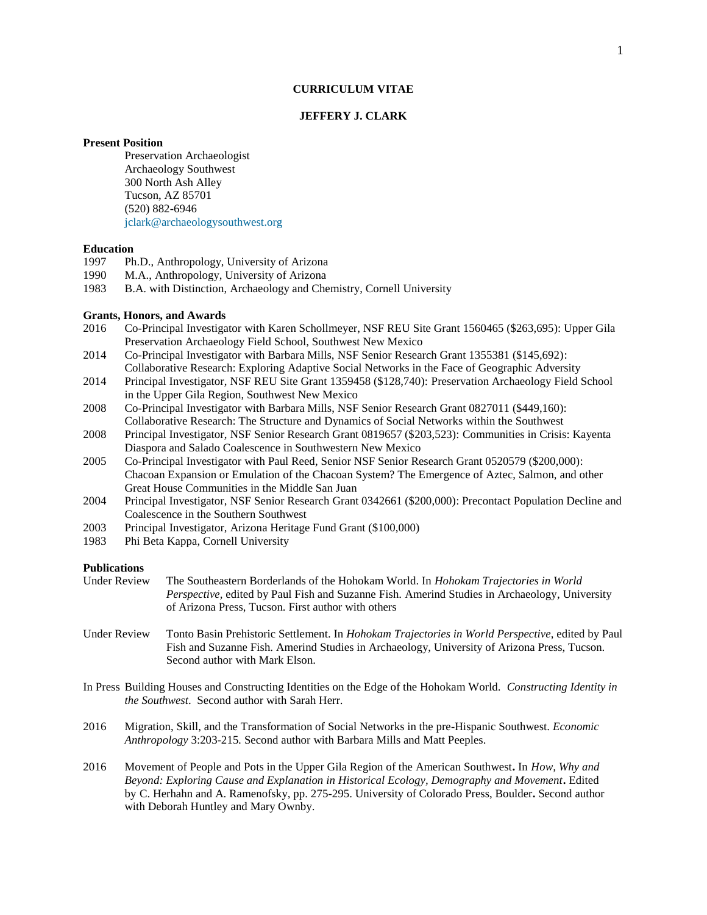# CURRICULUM VITAE

## JEFFERY J. CLARK

**Present Position**

Preservation Archaeologist
Archaeology Southwest
300 North Ash Alley
Tucson, AZ 85701
(520) 882-6946
jclark@archaeologysouthwest.org

**Education**

1997 Ph.D., Anthropology, University of Arizona
1990 M.A., Anthropology, University of Arizona
1983 B.A. with Distinction, Archaeology and Chemistry, Cornell University

**Grants, Honors, and Awards**

2016 Co-Principal Investigator with Karen Schollmeyer, NSF REU Site Grant 1560465 ($263,695): Upper Gila Preservation Archaeology Field School, Southwest New Mexico

2014 Co-Principal Investigator with Barbara Mills, NSF Senior Research Grant 1355381 ($145,692): Collaborative Research: Exploring Adaptive Social Networks in the Face of Geographic Adversity

2014 Principal Investigator, NSF REU Site Grant 1359458 ($128,740): Preservation Archaeology Field School in the Upper Gila Region, Southwest New Mexico

2008 Co-Principal Investigator with Barbara Mills, NSF Senior Research Grant 0827011 ($449,160): Collaborative Research: The Structure and Dynamics of Social Networks within the Southwest

2008 Principal Investigator, NSF Senior Research Grant 0819657 ($203,523): Communities in Crisis: Kayenta Diaspora and Salado Coalescence in Southwestern New Mexico

2005 Co-Principal Investigator with Paul Reed, Senior NSF Senior Research Grant 0520579 ($200,000): Chacoan Expansion or Emulation of the Chacoan System? The Emergence of Aztec, Salmon, and other Great House Communities in the Middle San Juan

2004 Principal Investigator, NSF Senior Research Grant 0342661 ($200,000): Precontact Population Decline and Coalescence in the Southern Southwest

2003 Principal Investigator, Arizona Heritage Fund Grant ($100,000)

1983 Phi Beta Kappa, Cornell University

**Publications**

Under Review The Southeastern Borderlands of the Hohokam World. In *Hohokam Trajectories in World Perspective*, edited by Paul Fish and Suzanne Fish. Amerind Studies in Archaeology, University of Arizona Press, Tucson. First author with others

Under Review Tonto Basin Prehistoric Settlement. In *Hohokam Trajectories in World Perspective*, edited by Paul Fish and Suzanne Fish. Amerind Studies in Archaeology, University of Arizona Press, Tucson. Second author with Mark Elson.

In Press Building Houses and Constructing Identities on the Edge of the Hohokam World. *Constructing Identity in the Southwest*. Second author with Sarah Herr.

2016 Migration, Skill, and the Transformation of Social Networks in the pre-Hispanic Southwest. *Economic Anthropology* 3:203-215. Second author with Barbara Mills and Matt Peeples.

2016 Movement of People and Pots in the Upper Gila Region of the American Southwest**.** In *How, Why and Beyond: Exploring Cause and Explanation in Historical Ecology, Demography and Movement***.** Edited by C. Herhahn and A. Ramenofsky, pp. 275-295. University of Colorado Press, Boulder**.** Second author with Deborah Huntley and Mary Ownby.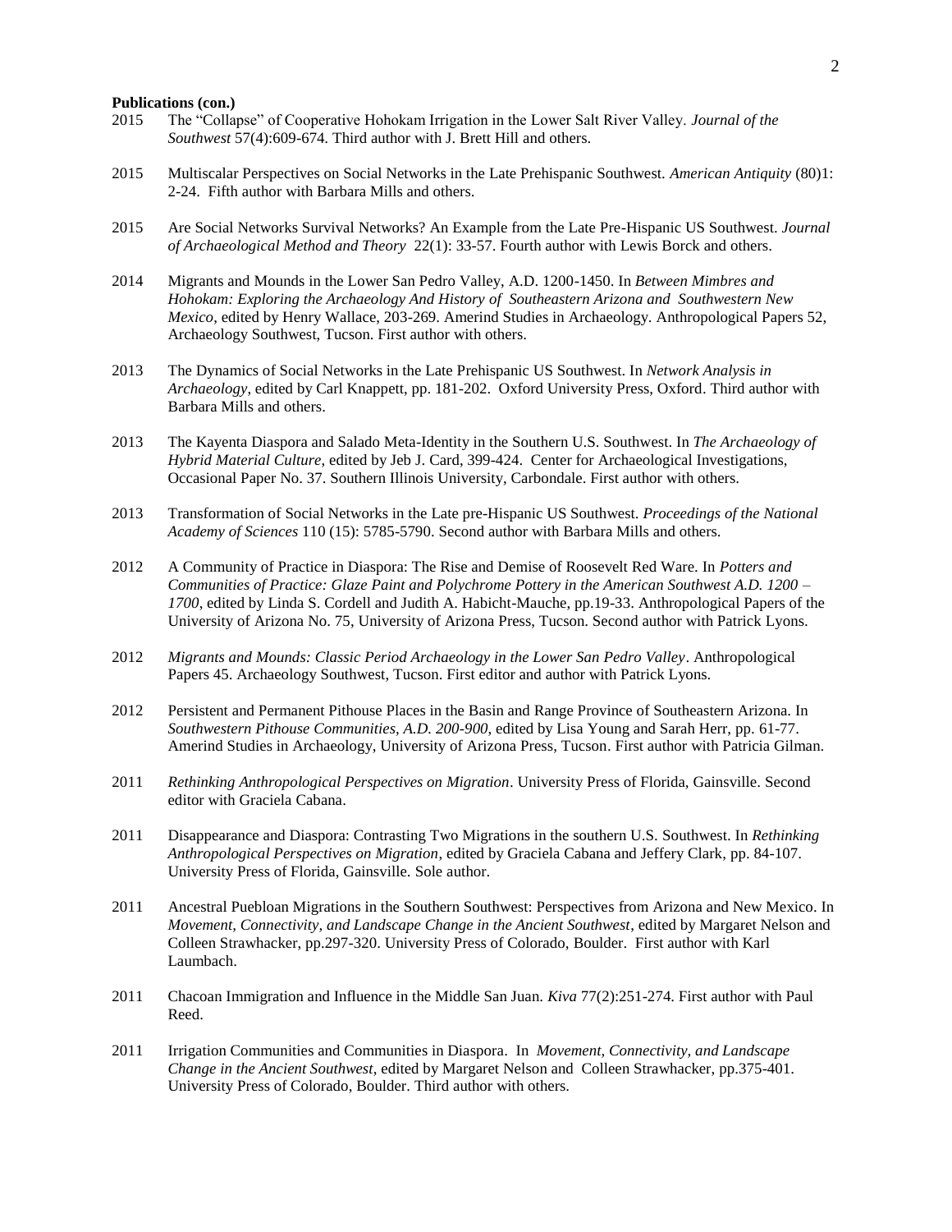**Publications (con.)**

2015 The "Collapse" of Cooperative Hohokam Irrigation in the Lower Salt River Valley. *Journal of the Southwest* 57(4):609-674. Third author with J. Brett Hill and others.

2015 Multiscalar Perspectives on Social Networks in the Late Prehispanic Southwest. *American Antiquity* (80)1: 2-24. Fifth author with Barbara Mills and others.

2015 Are Social Networks Survival Networks? An Example from the Late Pre-Hispanic US Southwest. *Journal of Archaeological Method and Theory* 22(1): 33-57. Fourth author with Lewis Borck and others.

2014 Migrants and Mounds in the Lower San Pedro Valley, A.D. 1200-1450. In *Between Mimbres and Hohokam: Exploring the Archaeology And History of Southeastern Arizona and Southwestern New Mexico*, edited by Henry Wallace, 203-269. Amerind Studies in Archaeology. Anthropological Papers 52, Archaeology Southwest, Tucson. First author with others.

2013 The Dynamics of Social Networks in the Late Prehispanic US Southwest. In *Network Analysis in Archaeology*, edited by Carl Knappett, pp. 181-202. Oxford University Press, Oxford. Third author with Barbara Mills and others.

2013 The Kayenta Diaspora and Salado Meta-Identity in the Southern U.S. Southwest. In *The Archaeology of Hybrid Material Culture*, edited by Jeb J. Card, 399-424. Center for Archaeological Investigations, Occasional Paper No. 37. Southern Illinois University, Carbondale. First author with others.

2013 Transformation of Social Networks in the Late pre-Hispanic US Southwest. *Proceedings of the National Academy of Sciences* 110 (15): 5785-5790. Second author with Barbara Mills and others.

2012 A Community of Practice in Diaspora: The Rise and Demise of Roosevelt Red Ware. In *Potters and Communities of Practice: Glaze Paint and Polychrome Pottery in the American Southwest A.D. 1200 – 1700*, edited by Linda S. Cordell and Judith A. Habicht-Mauche, pp.19-33. Anthropological Papers of the University of Arizona No. 75, University of Arizona Press, Tucson. Second author with Patrick Lyons.

2012 *Migrants and Mounds: Classic Period Archaeology in the Lower San Pedro Valley*. Anthropological Papers 45. Archaeology Southwest, Tucson. First editor and author with Patrick Lyons.

2012 Persistent and Permanent Pithouse Places in the Basin and Range Province of Southeastern Arizona. In *Southwestern Pithouse Communities, A.D. 200-900*, edited by Lisa Young and Sarah Herr, pp. 61-77. Amerind Studies in Archaeology, University of Arizona Press, Tucson. First author with Patricia Gilman.

2011 *Rethinking Anthropological Perspectives on Migration*. University Press of Florida, Gainsville. Second editor with Graciela Cabana.

2011 Disappearance and Diaspora: Contrasting Two Migrations in the southern U.S. Southwest. In *Rethinking Anthropological Perspectives on Migration*, edited by Graciela Cabana and Jeffery Clark, pp. 84-107. University Press of Florida, Gainsville. Sole author.

2011 Ancestral Puebloan Migrations in the Southern Southwest: Perspectives from Arizona and New Mexico. In *Movement, Connectivity, and Landscape Change in the Ancient Southwest*, edited by Margaret Nelson and Colleen Strawhacker, pp.297-320. University Press of Colorado, Boulder. First author with Karl Laumbach.

2011 Chacoan Immigration and Influence in the Middle San Juan. *Kiva* 77(2):251-274. First author with Paul Reed.

2011 Irrigation Communities and Communities in Diaspora. In *Movement, Connectivity, and Landscape Change in the Ancient Southwest*, edited by Margaret Nelson and Colleen Strawhacker, pp.375-401. University Press of Colorado, Boulder. Third author with others.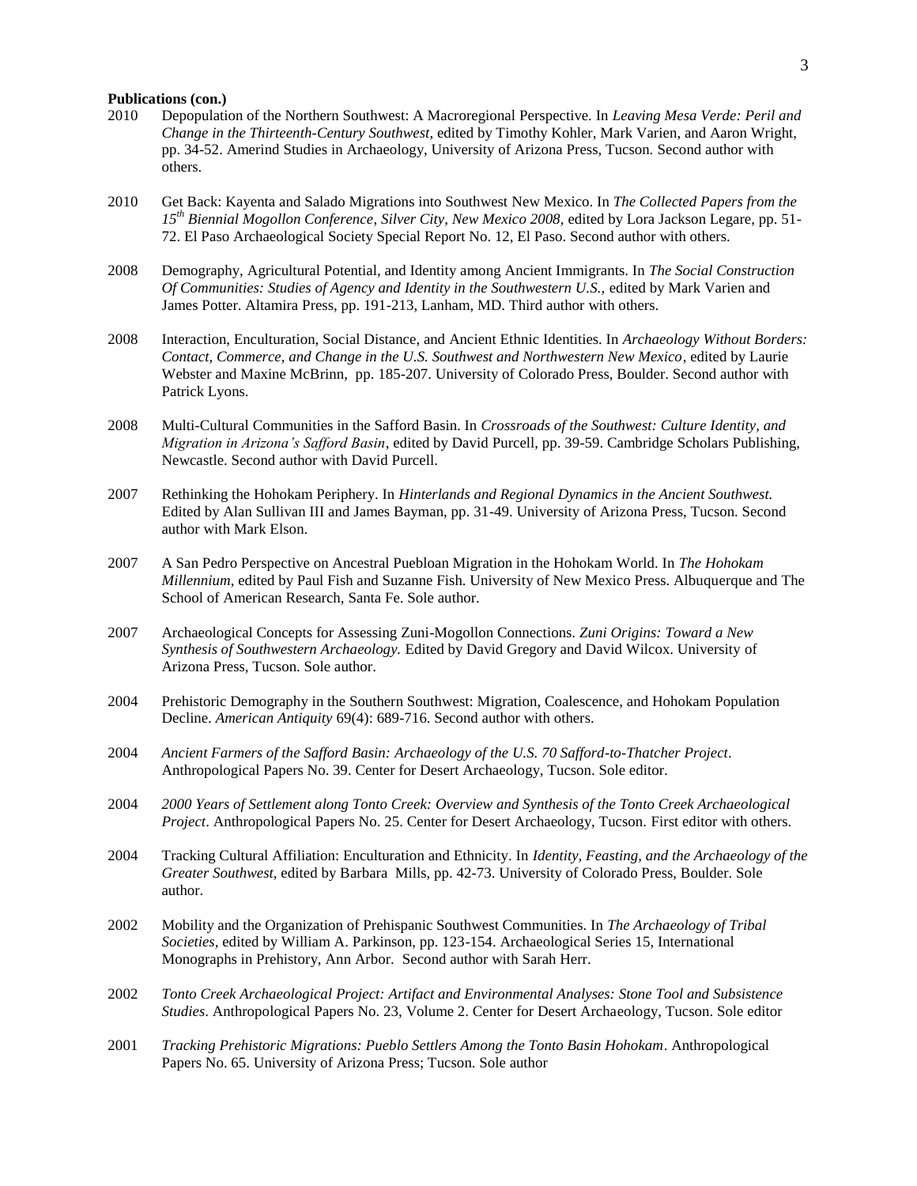**Publications (con.)**

2010 Depopulation of the Northern Southwest: A Macroregional Perspective. In *Leaving Mesa Verde: Peril and Change in the Thirteenth-Century Southwest*, edited by Timothy Kohler, Mark Varien, and Aaron Wright, pp. 34-52. Amerind Studies in Archaeology, University of Arizona Press, Tucson. Second author with others.

2010 Get Back: Kayenta and Salado Migrations into Southwest New Mexico. In *The Collected Papers from the 15th Biennial Mogollon Conference, Silver City, New Mexico 2008,* edited by Lora Jackson Legare, pp. 51-72. El Paso Archaeological Society Special Report No. 12, El Paso. Second author with others.

2008 Demography, Agricultural Potential, and Identity among Ancient Immigrants. In *The Social Construction Of Communities: Studies of Agency and Identity in the Southwestern U.S.,* edited by Mark Varien and James Potter. Altamira Press, pp. 191-213, Lanham, MD. Third author with others.

2008 Interaction, Enculturation, Social Distance, and Ancient Ethnic Identities. In *Archaeology Without Borders: Contact, Commerce, and Change in the U.S. Southwest and Northwestern New Mexico*, edited by Laurie Webster and Maxine McBrinn, pp. 185-207. University of Colorado Press, Boulder. Second author with Patrick Lyons.

2008 Multi-Cultural Communities in the Safford Basin. In *Crossroads of the Southwest: Culture Identity, and Migration in Arizona's Safford Basin*, edited by David Purcell, pp. 39-59. Cambridge Scholars Publishing, Newcastle. Second author with David Purcell.

2007 Rethinking the Hohokam Periphery. In *Hinterlands and Regional Dynamics in the Ancient Southwest.* Edited by Alan Sullivan III and James Bayman, pp. 31-49. University of Arizona Press, Tucson. Second author with Mark Elson.

2007 A San Pedro Perspective on Ancestral Puebloan Migration in the Hohokam World. In *The Hohokam Millennium*, edited by Paul Fish and Suzanne Fish. University of New Mexico Press. Albuquerque and The School of American Research, Santa Fe. Sole author.

2007 Archaeological Concepts for Assessing Zuni-Mogollon Connections. *Zuni Origins: Toward a New Synthesis of Southwestern Archaeology.* Edited by David Gregory and David Wilcox. University of Arizona Press, Tucson. Sole author.

2004 Prehistoric Demography in the Southern Southwest: Migration, Coalescence, and Hohokam Population Decline. *American Antiquity* 69(4): 689-716. Second author with others.

2004 *Ancient Farmers of the Safford Basin: Archaeology of the U.S. 70 Safford-to-Thatcher Project*. Anthropological Papers No. 39. Center for Desert Archaeology, Tucson. Sole editor.

2004 *2000 Years of Settlement along Tonto Creek: Overview and Synthesis of the Tonto Creek Archaeological Project*. Anthropological Papers No. 25. Center for Desert Archaeology, Tucson. First editor with others.

2004 Tracking Cultural Affiliation: Enculturation and Ethnicity. In *Identity, Feasting, and the Archaeology of the Greater Southwest*, edited by Barbara Mills, pp. 42-73. University of Colorado Press, Boulder. Sole author.

2002 Mobility and the Organization of Prehispanic Southwest Communities. In *The Archaeology of Tribal Societies*, edited by William A. Parkinson, pp. 123-154. Archaeological Series 15, International Monographs in Prehistory, Ann Arbor. Second author with Sarah Herr.

2002 *Tonto Creek Archaeological Project: Artifact and Environmental Analyses: Stone Tool and Subsistence Studies*. Anthropological Papers No. 23, Volume 2. Center for Desert Archaeology, Tucson. Sole editor

2001 *Tracking Prehistoric Migrations: Pueblo Settlers Among the Tonto Basin Hohokam*. Anthropological Papers No. 65. University of Arizona Press; Tucson. Sole author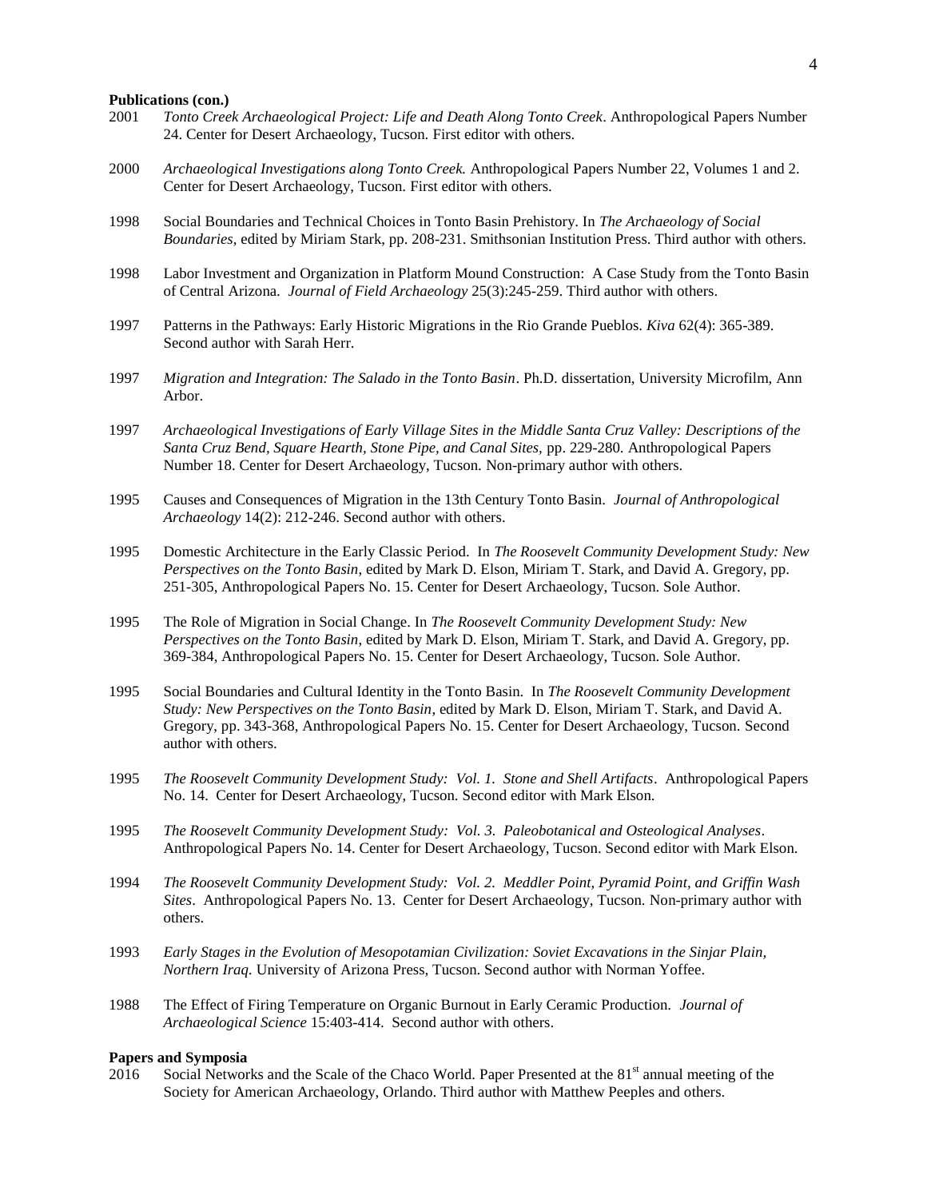**Publications (con.)**

2001 *Tonto Creek Archaeological Project: Life and Death Along Tonto Creek*. Anthropological Papers Number 24. Center for Desert Archaeology, Tucson. First editor with others.

2000 *Archaeological Investigations along Tonto Creek.* Anthropological Papers Number 22, Volumes 1 and 2. Center for Desert Archaeology, Tucson. First editor with others.

1998 Social Boundaries and Technical Choices in Tonto Basin Prehistory. In *The Archaeology of Social Boundaries*, edited by Miriam Stark, pp. 208-231. Smithsonian Institution Press. Third author with others.

1998 Labor Investment and Organization in Platform Mound Construction: A Case Study from the Tonto Basin of Central Arizona. *Journal of Field Archaeology* 25(3):245-259. Third author with others.

1997 Patterns in the Pathways: Early Historic Migrations in the Rio Grande Pueblos. *Kiva* 62(4): 365-389. Second author with Sarah Herr.

1997 *Migration and Integration: The Salado in the Tonto Basin*. Ph.D. dissertation, University Microfilm, Ann Arbor.

1997 *Archaeological Investigations of Early Village Sites in the Middle Santa Cruz Valley: Descriptions of the Santa Cruz Bend, Square Hearth, Stone Pipe, and Canal Sites,* pp. 229-280. Anthropological Papers Number 18. Center for Desert Archaeology, Tucson. Non-primary author with others.

1995 Causes and Consequences of Migration in the 13th Century Tonto Basin. *Journal of Anthropological Archaeology* 14(2): 212-246. Second author with others.

1995 Domestic Architecture in the Early Classic Period. In *The Roosevelt Community Development Study: New Perspectives on the Tonto Basin*, edited by Mark D. Elson, Miriam T. Stark, and David A. Gregory, pp. 251-305, Anthropological Papers No. 15. Center for Desert Archaeology, Tucson. Sole Author.

1995 The Role of Migration in Social Change. In *The Roosevelt Community Development Study: New Perspectives on the Tonto Basin*, edited by Mark D. Elson, Miriam T. Stark, and David A. Gregory, pp. 369-384, Anthropological Papers No. 15. Center for Desert Archaeology, Tucson. Sole Author.

1995 Social Boundaries and Cultural Identity in the Tonto Basin. In *The Roosevelt Community Development Study: New Perspectives on the Tonto Basin*, edited by Mark D. Elson, Miriam T. Stark, and David A. Gregory, pp. 343-368, Anthropological Papers No. 15. Center for Desert Archaeology, Tucson. Second author with others.

1995 *The Roosevelt Community Development Study: Vol. 1. Stone and Shell Artifacts*. Anthropological Papers No. 14. Center for Desert Archaeology, Tucson. Second editor with Mark Elson.

1995 *The Roosevelt Community Development Study: Vol. 3. Paleobotanical and Osteological Analyses*. Anthropological Papers No. 14. Center for Desert Archaeology, Tucson. Second editor with Mark Elson.

1994 *The Roosevelt Community Development Study: Vol. 2. Meddler Point, Pyramid Point, and Griffin Wash Sites*. Anthropological Papers No. 13. Center for Desert Archaeology, Tucson. Non-primary author with others.

1993 *Early Stages in the Evolution of Mesopotamian Civilization: Soviet Excavations in the Sinjar Plain, Northern Iraq.* University of Arizona Press, Tucson. Second author with Norman Yoffee.

1988 The Effect of Firing Temperature on Organic Burnout in Early Ceramic Production. *Journal of Archaeological Science* 15:403-414. Second author with others.

**Papers and Symposia**

2016 Social Networks and the Scale of the Chaco World. Paper Presented at the 81st annual meeting of the Society for American Archaeology, Orlando. Third author with Matthew Peeples and others.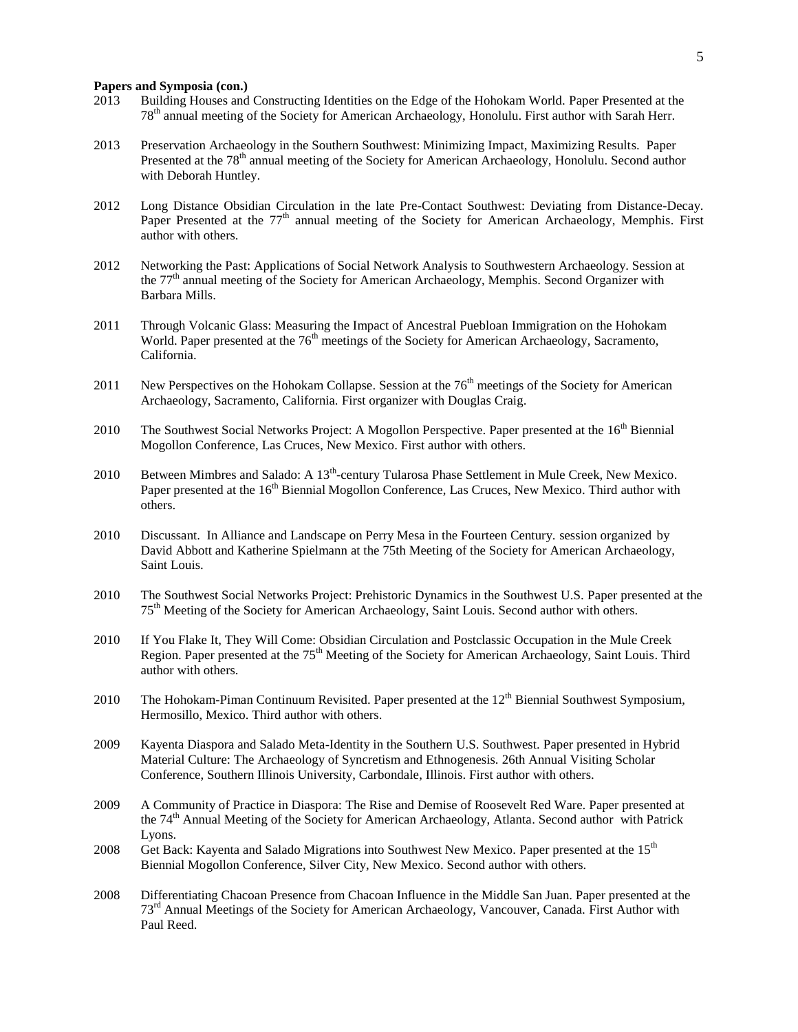**Papers and Symposia (con.)**

2013 Building Houses and Constructing Identities on the Edge of the Hohokam World. Paper Presented at the 78th annual meeting of the Society for American Archaeology, Honolulu. First author with Sarah Herr.

2013 Preservation Archaeology in the Southern Southwest: Minimizing Impact, Maximizing Results. Paper Presented at the 78th annual meeting of the Society for American Archaeology, Honolulu. Second author with Deborah Huntley.

2012 Long Distance Obsidian Circulation in the late Pre-Contact Southwest: Deviating from Distance-Decay. Paper Presented at the 77th annual meeting of the Society for American Archaeology, Memphis. First author with others.

2012 Networking the Past: Applications of Social Network Analysis to Southwestern Archaeology. Session at the 77th annual meeting of the Society for American Archaeology, Memphis. Second Organizer with Barbara Mills.

2011 Through Volcanic Glass: Measuring the Impact of Ancestral Puebloan Immigration on the Hohokam World. Paper presented at the 76th meetings of the Society for American Archaeology, Sacramento, California.

2011 New Perspectives on the Hohokam Collapse. Session at the 76th meetings of the Society for American Archaeology, Sacramento, California. First organizer with Douglas Craig.

2010 The Southwest Social Networks Project: A Mogollon Perspective. Paper presented at the 16th Biennial Mogollon Conference, Las Cruces, New Mexico. First author with others.

2010 Between Mimbres and Salado: A 13th-century Tularosa Phase Settlement in Mule Creek, New Mexico. Paper presented at the 16th Biennial Mogollon Conference, Las Cruces, New Mexico. Third author with others.

2010 Discussant. In Alliance and Landscape on Perry Mesa in the Fourteen Century. session organized by David Abbott and Katherine Spielmann at the 75th Meeting of the Society for American Archaeology, Saint Louis.

2010 The Southwest Social Networks Project: Prehistoric Dynamics in the Southwest U.S. Paper presented at the 75th Meeting of the Society for American Archaeology, Saint Louis. Second author with others.

2010 If You Flake It, They Will Come: Obsidian Circulation and Postclassic Occupation in the Mule Creek Region. Paper presented at the 75th Meeting of the Society for American Archaeology, Saint Louis. Third author with others.

2010 The Hohokam-Piman Continuum Revisited. Paper presented at the 12th Biennial Southwest Symposium, Hermosillo, Mexico. Third author with others.

2009 Kayenta Diaspora and Salado Meta-Identity in the Southern U.S. Southwest. Paper presented in Hybrid Material Culture: The Archaeology of Syncretism and Ethnogenesis. 26th Annual Visiting Scholar Conference, Southern Illinois University, Carbondale, Illinois. First author with others.

2009 A Community of Practice in Diaspora: The Rise and Demise of Roosevelt Red Ware. Paper presented at the 74th Annual Meeting of the Society for American Archaeology, Atlanta. Second author with Patrick Lyons.

2008 Get Back: Kayenta and Salado Migrations into Southwest New Mexico. Paper presented at the 15th Biennial Mogollon Conference, Silver City, New Mexico. Second author with others.

2008 Differentiating Chacoan Presence from Chacoan Influence in the Middle San Juan. Paper presented at the 73rd Annual Meetings of the Society for American Archaeology, Vancouver, Canada. First Author with Paul Reed.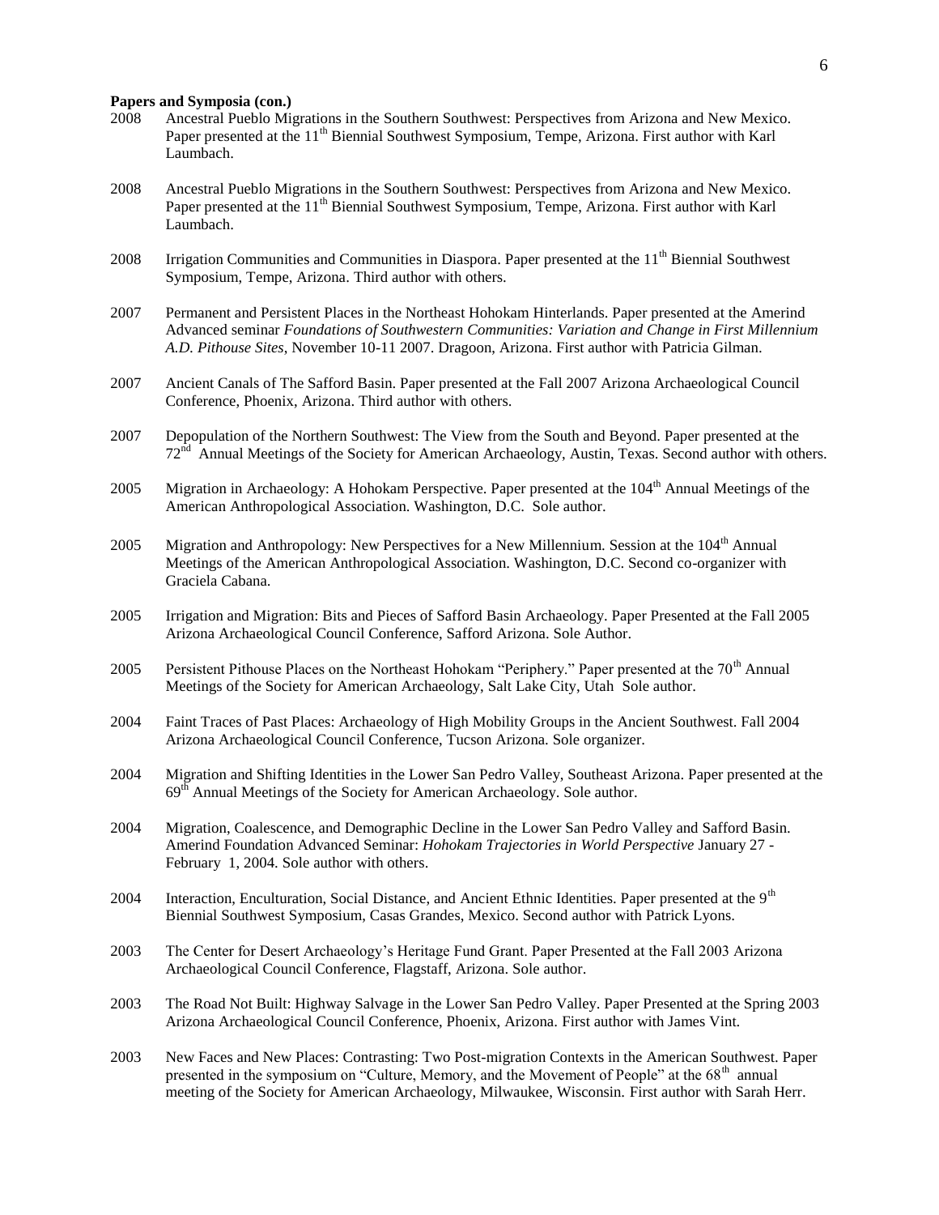**Papers and Symposia (con.)**

2008 Ancestral Pueblo Migrations in the Southern Southwest: Perspectives from Arizona and New Mexico. Paper presented at the 11th Biennial Southwest Symposium, Tempe, Arizona. First author with Karl Laumbach.

2008 Ancestral Pueblo Migrations in the Southern Southwest: Perspectives from Arizona and New Mexico. Paper presented at the 11th Biennial Southwest Symposium, Tempe, Arizona. First author with Karl Laumbach.

2008 Irrigation Communities and Communities in Diaspora. Paper presented at the 11th Biennial Southwest Symposium, Tempe, Arizona. Third author with others.

2007 Permanent and Persistent Places in the Northeast Hohokam Hinterlands. Paper presented at the Amerind Advanced seminar *Foundations of Southwestern Communities: Variation and Change in First Millennium A.D. Pithouse Sites*, November 10-11 2007. Dragoon, Arizona. First author with Patricia Gilman.

2007 Ancient Canals of The Safford Basin. Paper presented at the Fall 2007 Arizona Archaeological Council Conference, Phoenix, Arizona. Third author with others.

2007 Depopulation of the Northern Southwest: The View from the South and Beyond. Paper presented at the 72nd Annual Meetings of the Society for American Archaeology, Austin, Texas. Second author with others.

2005 Migration in Archaeology: A Hohokam Perspective. Paper presented at the 104th Annual Meetings of the American Anthropological Association. Washington, D.C. Sole author.

2005 Migration and Anthropology: New Perspectives for a New Millennium. Session at the 104th Annual Meetings of the American Anthropological Association. Washington, D.C. Second co-organizer with Graciela Cabana.

2005 Irrigation and Migration: Bits and Pieces of Safford Basin Archaeology. Paper Presented at the Fall 2005 Arizona Archaeological Council Conference, Safford Arizona. Sole Author.

2005 Persistent Pithouse Places on the Northeast Hohokam "Periphery." Paper presented at the 70th Annual Meetings of the Society for American Archaeology, Salt Lake City, Utah Sole author.

2004 Faint Traces of Past Places: Archaeology of High Mobility Groups in the Ancient Southwest. Fall 2004 Arizona Archaeological Council Conference, Tucson Arizona. Sole organizer.

2004 Migration and Shifting Identities in the Lower San Pedro Valley, Southeast Arizona. Paper presented at the 69th Annual Meetings of the Society for American Archaeology. Sole author.

2004 Migration, Coalescence, and Demographic Decline in the Lower San Pedro Valley and Safford Basin. Amerind Foundation Advanced Seminar: *Hohokam Trajectories in World Perspective* January 27 - February 1, 2004. Sole author with others.

2004 Interaction, Enculturation, Social Distance, and Ancient Ethnic Identities. Paper presented at the 9th Biennial Southwest Symposium, Casas Grandes, Mexico. Second author with Patrick Lyons.

2003 The Center for Desert Archaeology's Heritage Fund Grant. Paper Presented at the Fall 2003 Arizona Archaeological Council Conference, Flagstaff, Arizona. Sole author.

2003 The Road Not Built: Highway Salvage in the Lower San Pedro Valley. Paper Presented at the Spring 2003 Arizona Archaeological Council Conference, Phoenix, Arizona. First author with James Vint.

2003 New Faces and New Places: Contrasting: Two Post-migration Contexts in the American Southwest. Paper presented in the symposium on "Culture, Memory, and the Movement of People" at the 68th annual meeting of the Society for American Archaeology, Milwaukee, Wisconsin. First author with Sarah Herr.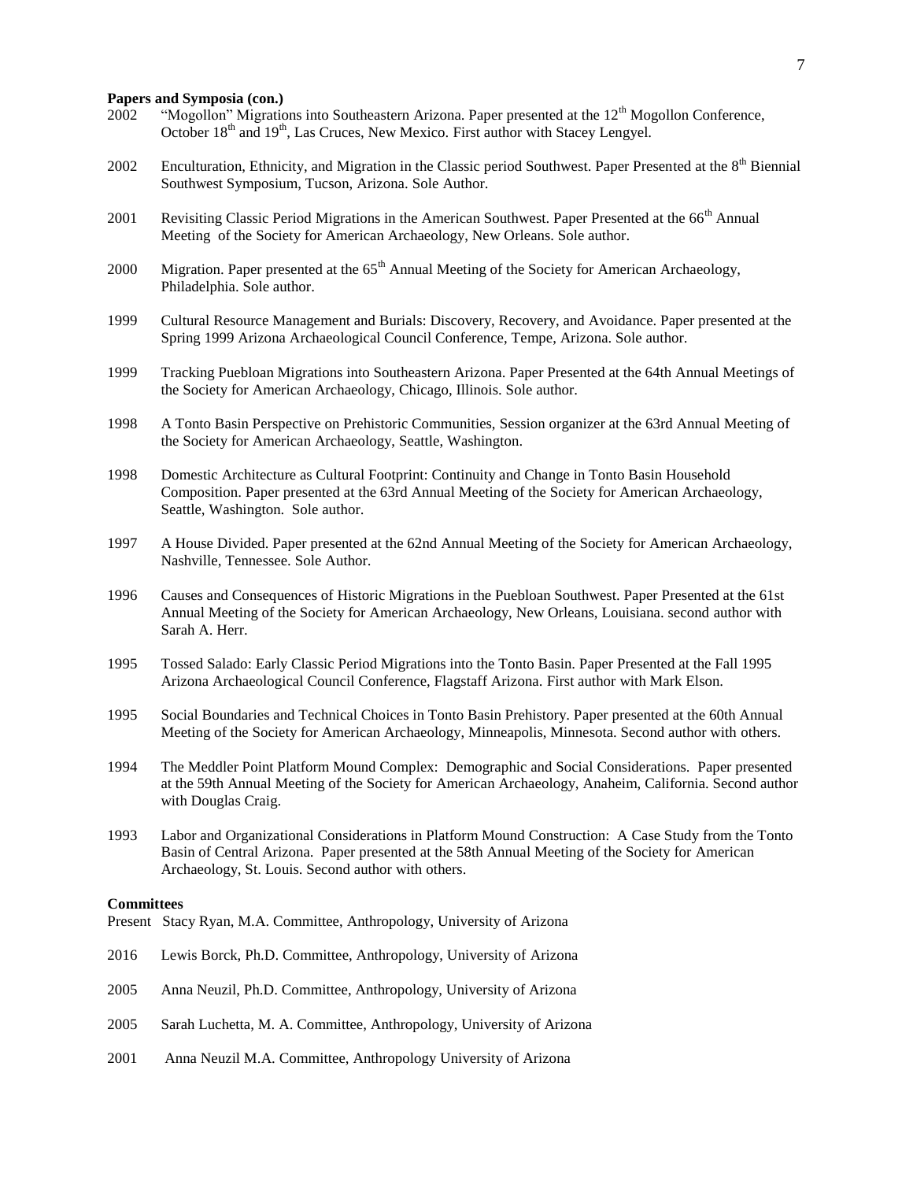**Papers and Symposia (con.)**

2002 "Mogollon" Migrations into Southeastern Arizona. Paper presented at the 12th Mogollon Conference, October 18th and 19th, Las Cruces, New Mexico. First author with Stacey Lengyel.

2002 Enculturation, Ethnicity, and Migration in the Classic period Southwest. Paper Presented at the 8th Biennial Southwest Symposium, Tucson, Arizona. Sole Author.

2001 Revisiting Classic Period Migrations in the American Southwest. Paper Presented at the 66th Annual Meeting of the Society for American Archaeology, New Orleans. Sole author.

2000 Migration. Paper presented at the 65th Annual Meeting of the Society for American Archaeology, Philadelphia. Sole author.

1999 Cultural Resource Management and Burials: Discovery, Recovery, and Avoidance. Paper presented at the Spring 1999 Arizona Archaeological Council Conference, Tempe, Arizona. Sole author.

1999 Tracking Puebloan Migrations into Southeastern Arizona. Paper Presented at the 64th Annual Meetings of the Society for American Archaeology, Chicago, Illinois. Sole author.

1998 A Tonto Basin Perspective on Prehistoric Communities, Session organizer at the 63rd Annual Meeting of the Society for American Archaeology, Seattle, Washington.

1998 Domestic Architecture as Cultural Footprint: Continuity and Change in Tonto Basin Household Composition. Paper presented at the 63rd Annual Meeting of the Society for American Archaeology, Seattle, Washington. Sole author.

1997 A House Divided. Paper presented at the 62nd Annual Meeting of the Society for American Archaeology, Nashville, Tennessee. Sole Author.

1996 Causes and Consequences of Historic Migrations in the Puebloan Southwest. Paper Presented at the 61st Annual Meeting of the Society for American Archaeology, New Orleans, Louisiana. second author with Sarah A. Herr.

1995 Tossed Salado: Early Classic Period Migrations into the Tonto Basin. Paper Presented at the Fall 1995 Arizona Archaeological Council Conference, Flagstaff Arizona. First author with Mark Elson.

1995 Social Boundaries and Technical Choices in Tonto Basin Prehistory. Paper presented at the 60th Annual Meeting of the Society for American Archaeology, Minneapolis, Minnesota. Second author with others.

1994 The Meddler Point Platform Mound Complex: Demographic and Social Considerations. Paper presented at the 59th Annual Meeting of the Society for American Archaeology, Anaheim, California. Second author with Douglas Craig.

1993 Labor and Organizational Considerations in Platform Mound Construction: A Case Study from the Tonto Basin of Central Arizona. Paper presented at the 58th Annual Meeting of the Society for American Archaeology, St. Louis. Second author with others.

**Committees**

Present Stacy Ryan, M.A. Committee, Anthropology, University of Arizona

2016 Lewis Borck, Ph.D. Committee, Anthropology, University of Arizona

2005 Anna Neuzil, Ph.D. Committee, Anthropology, University of Arizona

2005 Sarah Luchetta, M. A. Committee, Anthropology, University of Arizona

2001 Anna Neuzil M.A. Committee, Anthropology University of Arizona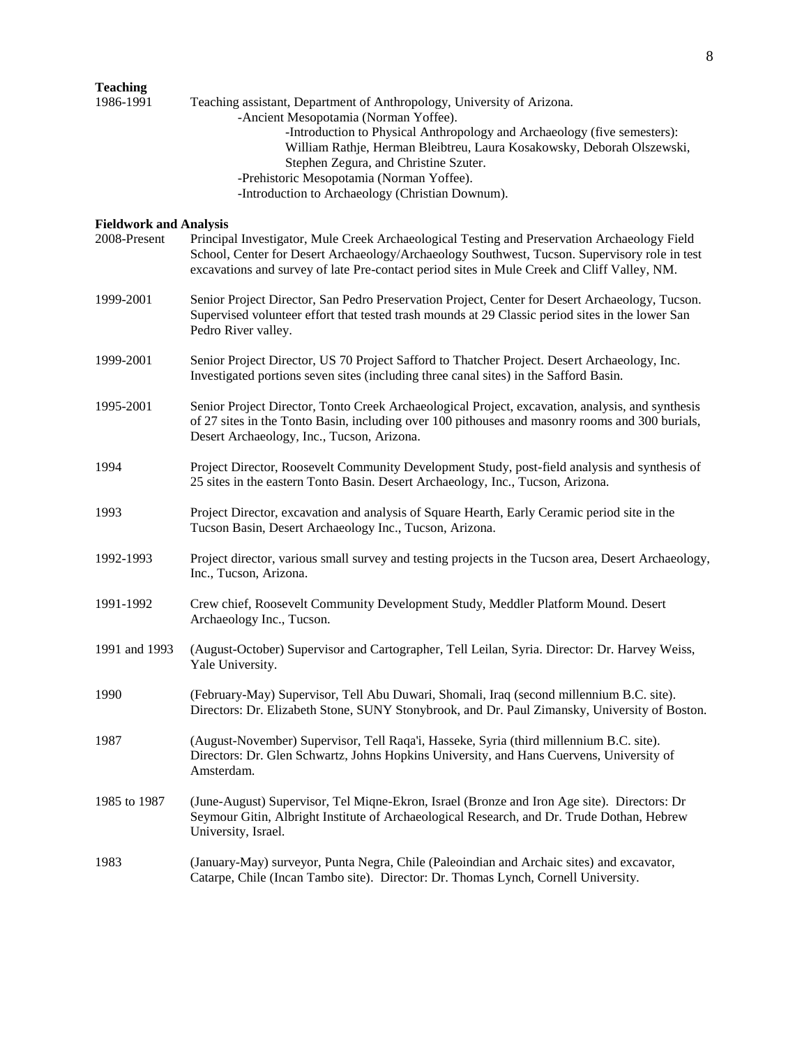**Teaching**

1986-1991 Teaching assistant, Department of Anthropology, University of Arizona.

- -Ancient Mesopotamia (Norman Yoffee).
  - -Introduction to Physical Anthropology and Archaeology (five semesters): William Rathje, Herman Bleibtreu, Laura Kosakowsky, Deborah Olszewski, Stephen Zegura, and Christine Szuter.
- -Prehistoric Mesopotamia (Norman Yoffee).
- -Introduction to Archaeology (Christian Downum).

**Fieldwork and Analysis**

2008-Present Principal Investigator, Mule Creek Archaeological Testing and Preservation Archaeology Field School, Center for Desert Archaeology/Archaeology Southwest, Tucson. Supervisory role in test excavations and survey of late Pre-contact period sites in Mule Creek and Cliff Valley, NM.

1999-2001 Senior Project Director, San Pedro Preservation Project, Center for Desert Archaeology, Tucson. Supervised volunteer effort that tested trash mounds at 29 Classic period sites in the lower San Pedro River valley.

1999-2001 Senior Project Director, US 70 Project Safford to Thatcher Project. Desert Archaeology, Inc. Investigated portions seven sites (including three canal sites) in the Safford Basin.

1995-2001 Senior Project Director, Tonto Creek Archaeological Project, excavation, analysis, and synthesis of 27 sites in the Tonto Basin, including over 100 pithouses and masonry rooms and 300 burials, Desert Archaeology, Inc., Tucson, Arizona.

1994 Project Director, Roosevelt Community Development Study, post-field analysis and synthesis of 25 sites in the eastern Tonto Basin. Desert Archaeology, Inc., Tucson, Arizona.

1993 Project Director, excavation and analysis of Square Hearth, Early Ceramic period site in the Tucson Basin, Desert Archaeology Inc., Tucson, Arizona.

1992-1993 Project director, various small survey and testing projects in the Tucson area, Desert Archaeology, Inc., Tucson, Arizona.

1991-1992 Crew chief, Roosevelt Community Development Study, Meddler Platform Mound. Desert Archaeology Inc., Tucson.

1991 and 1993 (August-October) Supervisor and Cartographer, Tell Leilan, Syria. Director: Dr. Harvey Weiss, Yale University.

1990 (February-May) Supervisor, Tell Abu Duwari, Shomali, Iraq (second millennium B.C. site). Directors: Dr. Elizabeth Stone, SUNY Stonybrook, and Dr. Paul Zimansky, University of Boston.

1987 (August-November) Supervisor, Tell Raqa'i, Hasseke, Syria (third millennium B.C. site). Directors: Dr. Glen Schwartz, Johns Hopkins University, and Hans Cuervens, University of Amsterdam.

1985 to 1987 (June-August) Supervisor, Tel Miqne-Ekron, Israel (Bronze and Iron Age site). Directors: Dr Seymour Gitin, Albright Institute of Archaeological Research, and Dr. Trude Dothan, Hebrew University, Israel.

1983 (January-May) surveyor, Punta Negra, Chile (Paleoindian and Archaic sites) and excavator, Catarpe, Chile (Incan Tambo site). Director: Dr. Thomas Lynch, Cornell University.